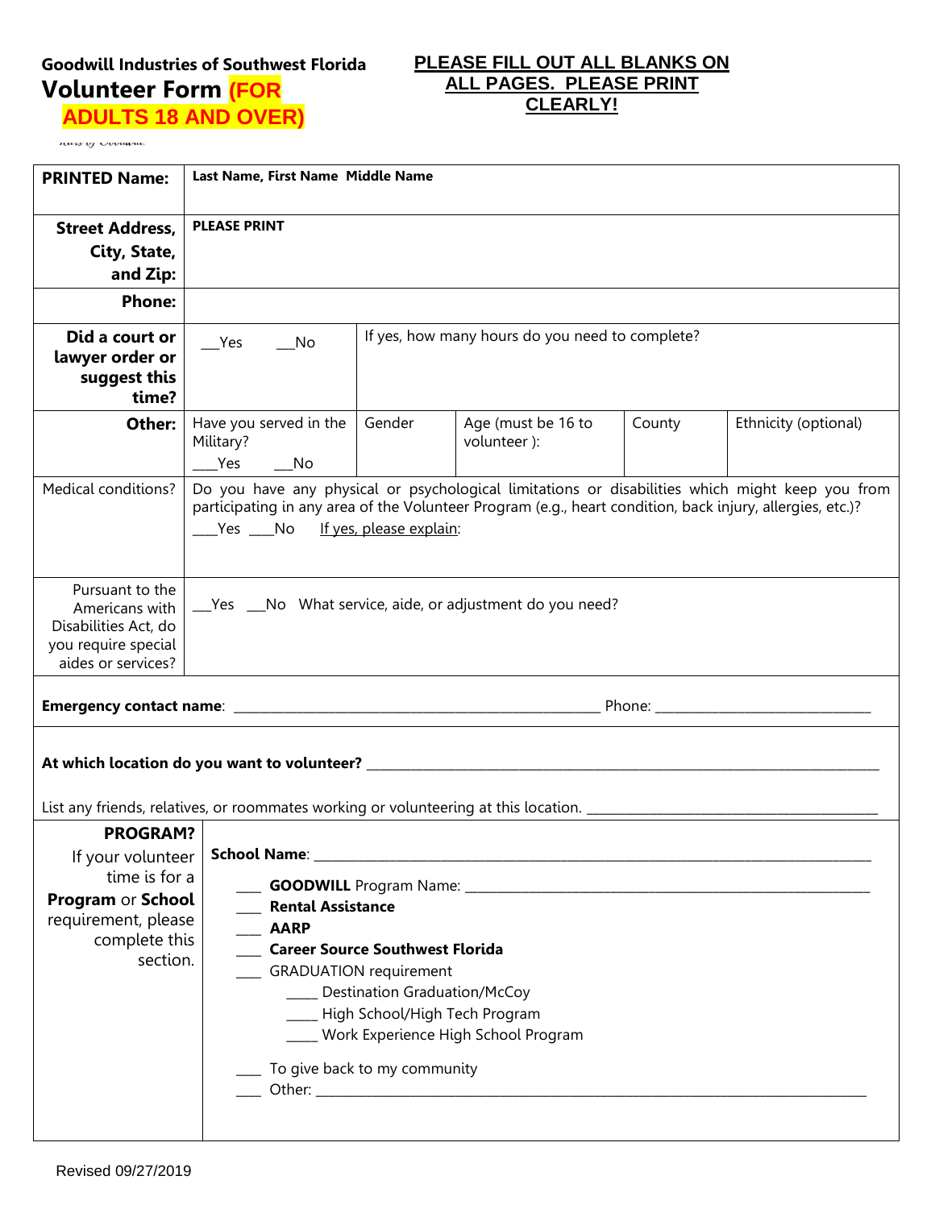**Goodwill Industries of Southwest Florida**

# Volunteer Form (FOR ADULTS 18 AND OVER)

**PLEASE FILL OUT ALL BLANKS ON ALL PAGES. PLEASE PRINT CLEARLY!**

| **PRINTED Name:** | **Last Name, First Name Middle Name** | | | | |
|---|---|---|---|---|---|
| **Street Address, City, State, and Zip:** | **PLEASE PRINT** | | | | |
| **Phone:** | | | | | |
| **Did a court or lawyer order or suggest this time?** | ___Yes ___No | If yes, how many hours do you need to complete? | | | |
| **Other:** | Have you served in the Military? ___Yes ___No | Gender | Age (must be 16 to volunteer ): | County | Ethnicity (optional) |
| Medical conditions? | Do you have any physical or psychological limitations or disabilities which might keep you from participating in any area of the Volunteer Program (e.g., heart condition, back injury, allergies, etc.)? ___Yes ___No If yes, please explain: | | | | |
| Pursuant to the Americans with Disabilities Act, do you require special aides or services? | ___Yes ___No What service, aide, or adjustment do you need? | | | | |

**Emergency contact name**: ____________________________ Phone: ____________________

**At which location do you want to volunteer?** ____________________________

List any friends, relatives, or roommates working or volunteering at this location. ____________________

**PROGRAM?**

If your volunteer time is for a **Program** or **School** requirement, please complete this section.

**School Name**: ____________________________

- ___ **GOODWILL** Program Name: ____________________
- ___ **Rental Assistance**
- ___ **AARP**
- ___ **Career Source Southwest Florida**
- ___ GRADUATION requirement
  - ____ Destination Graduation/McCoy
  - ____ High School/High Tech Program
  - ____ Work Experience High School Program
- ___ To give back to my community
- ___ Other: ____________________________

Revised 09/27/2019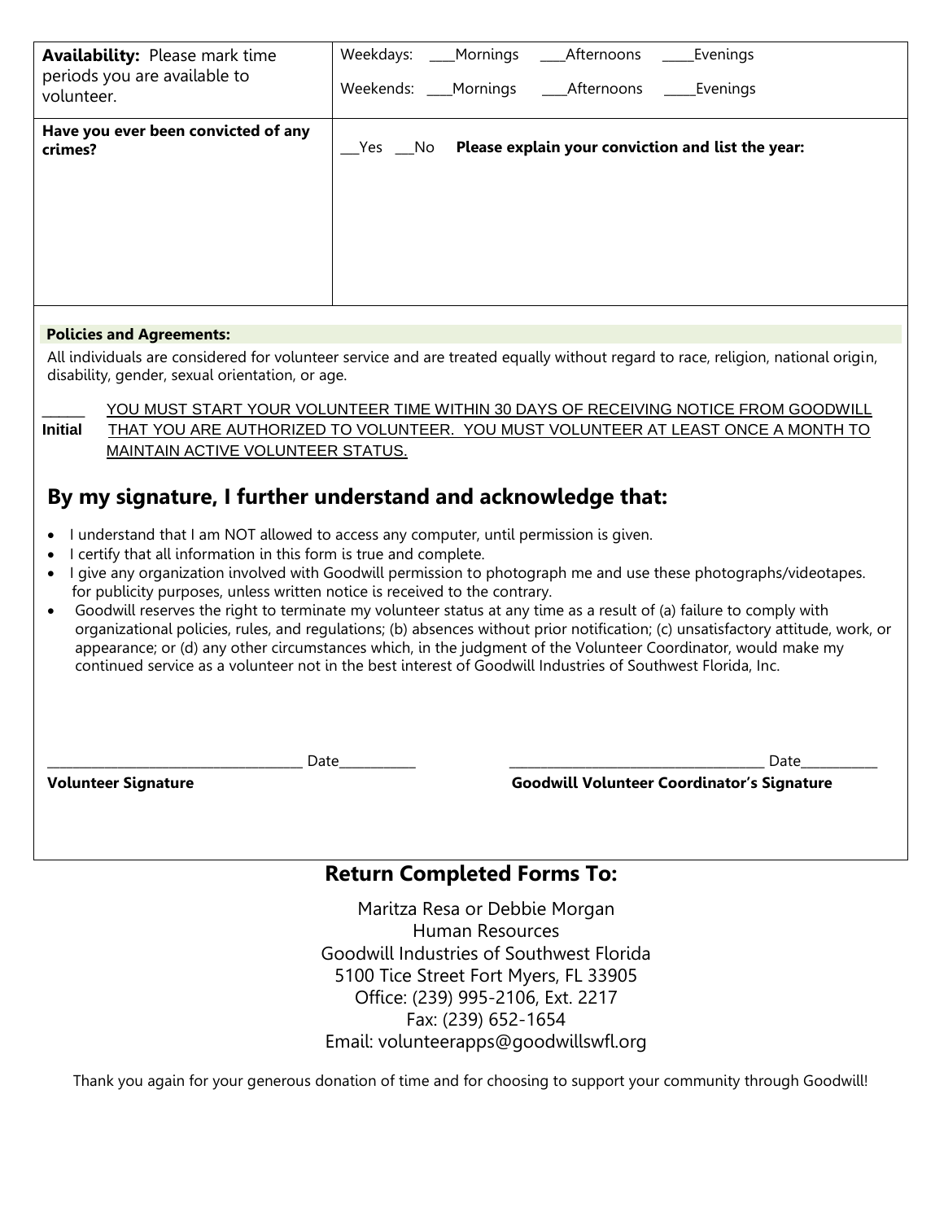| **Availability:** Please mark time periods you are available to volunteer. | Weekdays: \_\_\_\_Mornings \_\_\_\_Afternoons \_\_\_\_\_Evenings<br>Weekends: \_\_\_\_Mornings \_\_\_\_Afternoons \_\_\_\_\_Evenings |
|---|---|
| **Have you ever been convicted of any crimes?** | \_\_\_Yes \_\_\_No **Please explain your conviction and list the year:** |

**Policies and Agreements:**

All individuals are considered for volunteer service and are treated equally without regard to race, religion, national origin, disability, gender, sexual orientation, or age.

\_\_\_\_\_\_ **Initial** YOU MUST START YOUR VOLUNTEER TIME WITHIN 30 DAYS OF RECEIVING NOTICE FROM GOODWILL THAT YOU ARE AUTHORIZED TO VOLUNTEER. YOU MUST VOLUNTEER AT LEAST ONCE A MONTH TO MAINTAIN ACTIVE VOLUNTEER STATUS.

## By my signature, I further understand and acknowledge that:

- I understand that I am NOT allowed to access any computer, until permission is given.
- I certify that all information in this form is true and complete.
- I give any organization involved with Goodwill permission to photograph me and use these photographs/videotapes. for publicity purposes, unless written notice is received to the contrary.
- Goodwill reserves the right to terminate my volunteer status at any time as a result of (a) failure to comply with organizational policies, rules, and regulations; (b) absences without prior notification; (c) unsatisfactory attitude, work, or appearance; or (d) any other circumstances which, in the judgment of the Volunteer Coordinator, would make my continued service as a volunteer not in the best interest of Goodwill Industries of Southwest Florida, Inc.

\_\_\_\_\_\_\_\_\_\_\_\_\_\_\_\_\_\_\_\_\_\_\_\_\_\_\_\_\_\_\_\_\_\_\_\_ Date\_\_\_\_\_\_\_\_\_\_\_
**Volunteer Signature**

\_\_\_\_\_\_\_\_\_\_\_\_\_\_\_\_\_\_\_\_\_\_\_\_\_\_\_\_\_\_\_\_\_\_\_\_ Date\_\_\_\_\_\_\_\_\_\_\_
**Goodwill Volunteer Coordinator's Signature**

## Return Completed Forms To:

Maritza Resa or Debbie Morgan
Human Resources
Goodwill Industries of Southwest Florida
5100 Tice Street Fort Myers, FL 33905
Office: (239) 995-2106, Ext. 2217
Fax: (239) 652-1654
Email: volunteerapps@goodwillswfl.org

Thank you again for your generous donation of time and for choosing to support your community through Goodwill!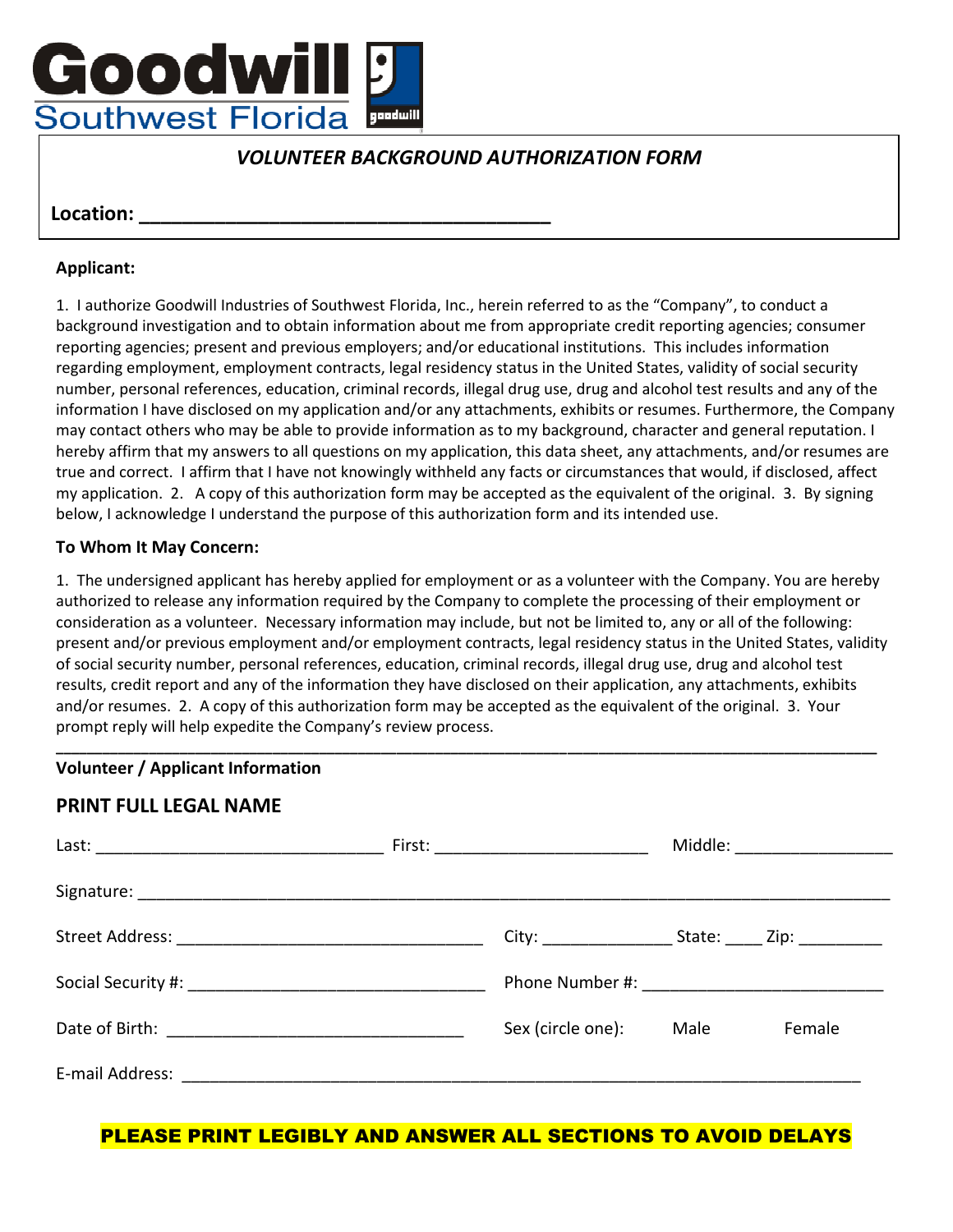Goodwill
Southwest Florida

## *VOLUNTEER BACKGROUND AUTHORIZATION FORM*

**Location: ______________________________________**

**Applicant:**

1. I authorize Goodwill Industries of Southwest Florida, Inc., herein referred to as the "Company", to conduct a background investigation and to obtain information about me from appropriate credit reporting agencies; consumer reporting agencies; present and previous employers; and/or educational institutions. This includes information regarding employment, employment contracts, legal residency status in the United States, validity of social security number, personal references, education, criminal records, illegal drug use, drug and alcohol test results and any of the information I have disclosed on my application and/or any attachments, exhibits or resumes. Furthermore, the Company may contact others who may be able to provide information as to my background, character and general reputation. I hereby affirm that my answers to all questions on my application, this data sheet, any attachments, and/or resumes are true and correct. I affirm that I have not knowingly withheld any facts or circumstances that would, if disclosed, affect my application. 2. A copy of this authorization form may be accepted as the equivalent of the original. 3. By signing below, I acknowledge I understand the purpose of this authorization form and its intended use.

**To Whom It May Concern:**

1. The undersigned applicant has hereby applied for employment or as a volunteer with the Company. You are hereby authorized to release any information required by the Company to complete the processing of their employment or consideration as a volunteer. Necessary information may include, but not be limited to, any or all of the following: present and/or previous employment and/or employment contracts, legal residency status in the United States, validity of social security number, personal references, education, criminal records, illegal drug use, drug and alcohol test results, credit report and any of the information they have disclosed on their application, any attachments, exhibits and/or resumes. 2. A copy of this authorization form may be accepted as the equivalent of the original. 3. Your prompt reply will help expedite the Company's review process.

---

**Volunteer / Applicant Information**

**PRINT FULL LEGAL NAME**

Last: ______________________________ First: ______________________ Middle: ________________

Signature: ______________________________________________________________________________

Street Address: ________________________________ City: _____________ State: ____ Zip: _________

Social Security #: ______________________________ Phone Number #: _________________________

Date of Birth: ______________________________ Sex (circle one): Male Female

E-mail Address: ________________________________________________________________________

**PLEASE PRINT LEGIBLY AND ANSWER ALL SECTIONS TO AVOID DELAYS**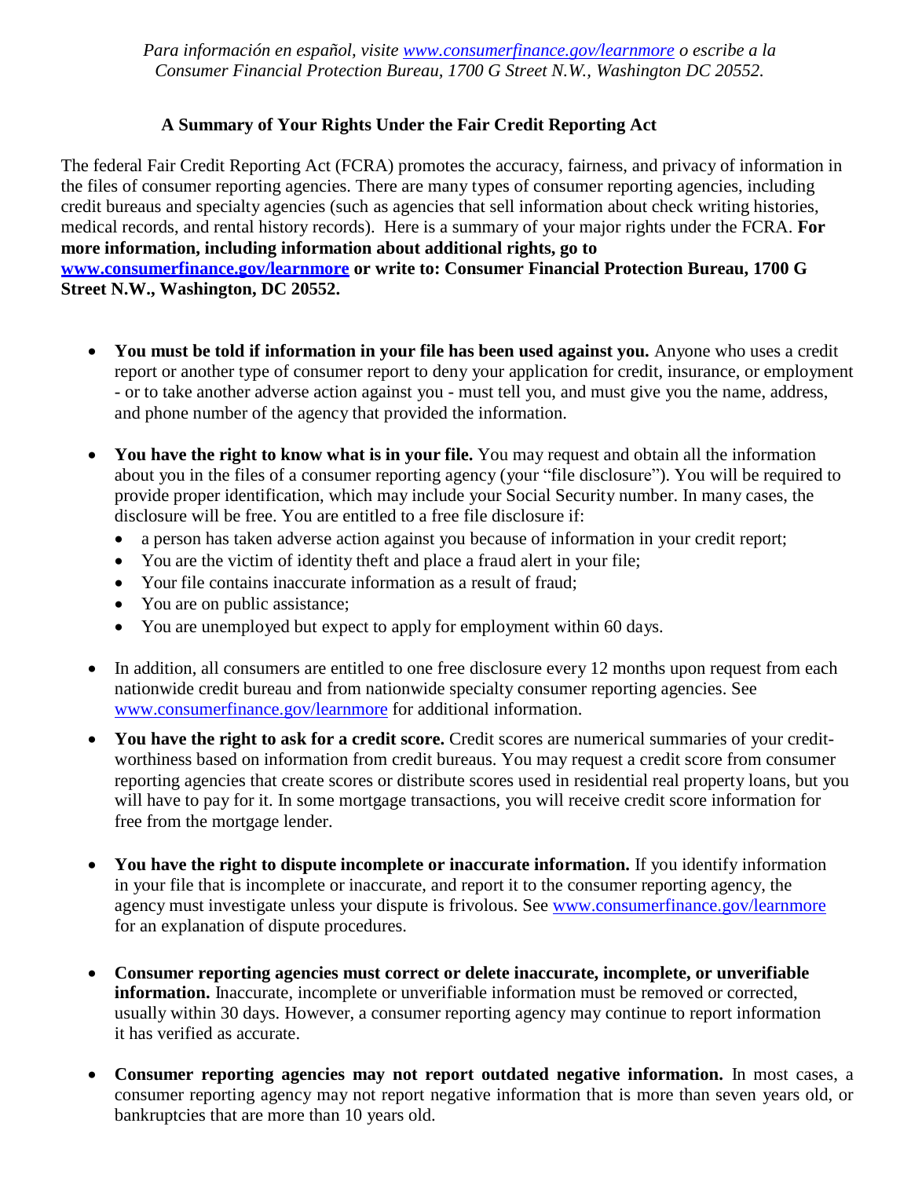*Para información en español, visite [www.consumerfinance.gov/learnmore](www.consumerfinance.gov/learnmore) o escribe a la Consumer Financial Protection Bureau, 1700 G Street N.W., Washington DC 20552.*

## A Summary of Your Rights Under the Fair Credit Reporting Act

The federal Fair Credit Reporting Act (FCRA) promotes the accuracy, fairness, and privacy of information in the files of consumer reporting agencies. There are many types of consumer reporting agencies, including credit bureaus and specialty agencies (such as agencies that sell information about check writing histories, medical records, and rental history records). Here is a summary of your major rights under the FCRA. **For more information, including information about additional rights, go to [www.consumerfinance.gov/learnmore](www.consumerfinance.gov/learnmore) or write to: Consumer Financial Protection Bureau, 1700 G Street N.W., Washington, DC 20552.**

- **You must be told if information in your file has been used against you.** Anyone who uses a credit report or another type of consumer report to deny your application for credit, insurance, or employment - or to take another adverse action against you - must tell you, and must give you the name, address, and phone number of the agency that provided the information.

- **You have the right to know what is in your file.** You may request and obtain all the information about you in the files of a consumer reporting agency (your "file disclosure"). You will be required to provide proper identification, which may include your Social Security number. In many cases, the disclosure will be free. You are entitled to a free file disclosure if:
  - a person has taken adverse action against you because of information in your credit report;
  - You are the victim of identity theft and place a fraud alert in your file;
  - Your file contains inaccurate information as a result of fraud;
  - You are on public assistance;
  - You are unemployed but expect to apply for employment within 60 days.

- In addition, all consumers are entitled to one free disclosure every 12 months upon request from each nationwide credit bureau and from nationwide specialty consumer reporting agencies. See [www.consumerfinance.gov/learnmore](www.consumerfinance.gov/learnmore) for additional information.

- **You have the right to ask for a credit score.** Credit scores are numerical summaries of your credit-worthiness based on information from credit bureaus. You may request a credit score from consumer reporting agencies that create scores or distribute scores used in residential real property loans, but you will have to pay for it. In some mortgage transactions, you will receive credit score information for free from the mortgage lender.

- **You have the right to dispute incomplete or inaccurate information.** If you identify information in your file that is incomplete or inaccurate, and report it to the consumer reporting agency, the agency must investigate unless your dispute is frivolous. See [www.consumerfinance.gov/learnmore](www.consumerfinance.gov/learnmore) for an explanation of dispute procedures.

- **Consumer reporting agencies must correct or delete inaccurate, incomplete, or unverifiable information.** Inaccurate, incomplete or unverifiable information must be removed or corrected, usually within 30 days. However, a consumer reporting agency may continue to report information it has verified as accurate.

- **Consumer reporting agencies may not report outdated negative information.** In most cases, a consumer reporting agency may not report negative information that is more than seven years old, or bankruptcies that are more than 10 years old.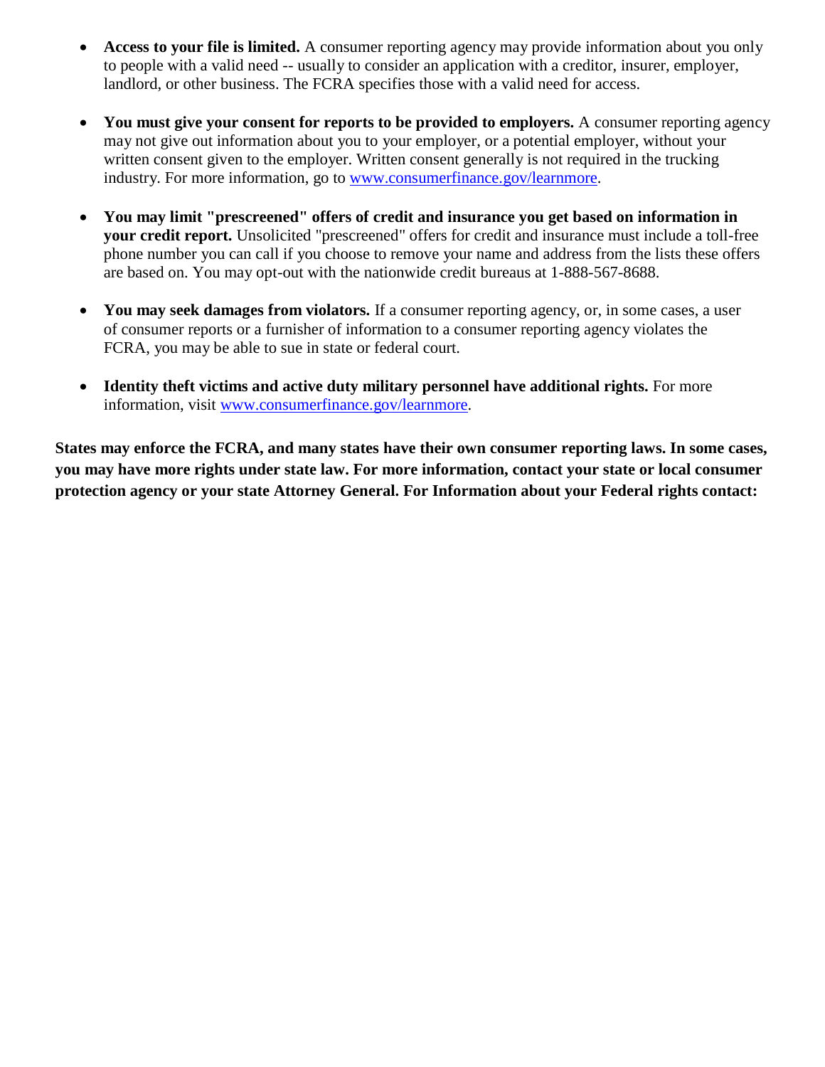- **Access to your file is limited.** A consumer reporting agency may provide information about you only to people with a valid need -- usually to consider an application with a creditor, insurer, employer, landlord, or other business. The FCRA specifies those with a valid need for access.

- **You must give your consent for reports to be provided to employers.** A consumer reporting agency may not give out information about you to your employer, or a potential employer, without your written consent given to the employer. Written consent generally is not required in the trucking industry. For more information, go to www.consumerfinance.gov/learnmore.

- **You may limit "prescreened" offers of credit and insurance you get based on information in your credit report.** Unsolicited "prescreened" offers for credit and insurance must include a toll-free phone number you can call if you choose to remove your name and address from the lists these offers are based on. You may opt-out with the nationwide credit bureaus at 1-888-567-8688.

- **You may seek damages from violators.** If a consumer reporting agency, or, in some cases, a user of consumer reports or a furnisher of information to a consumer reporting agency violates the FCRA, you may be able to sue in state or federal court.

- **Identity theft victims and active duty military personnel have additional rights.** For more information, visit www.consumerfinance.gov/learnmore.

**States may enforce the FCRA, and many states have their own consumer reporting laws. In some cases, you may have more rights under state law. For more information, contact your state or local consumer protection agency or your state Attorney General. For Information about your Federal rights contact:**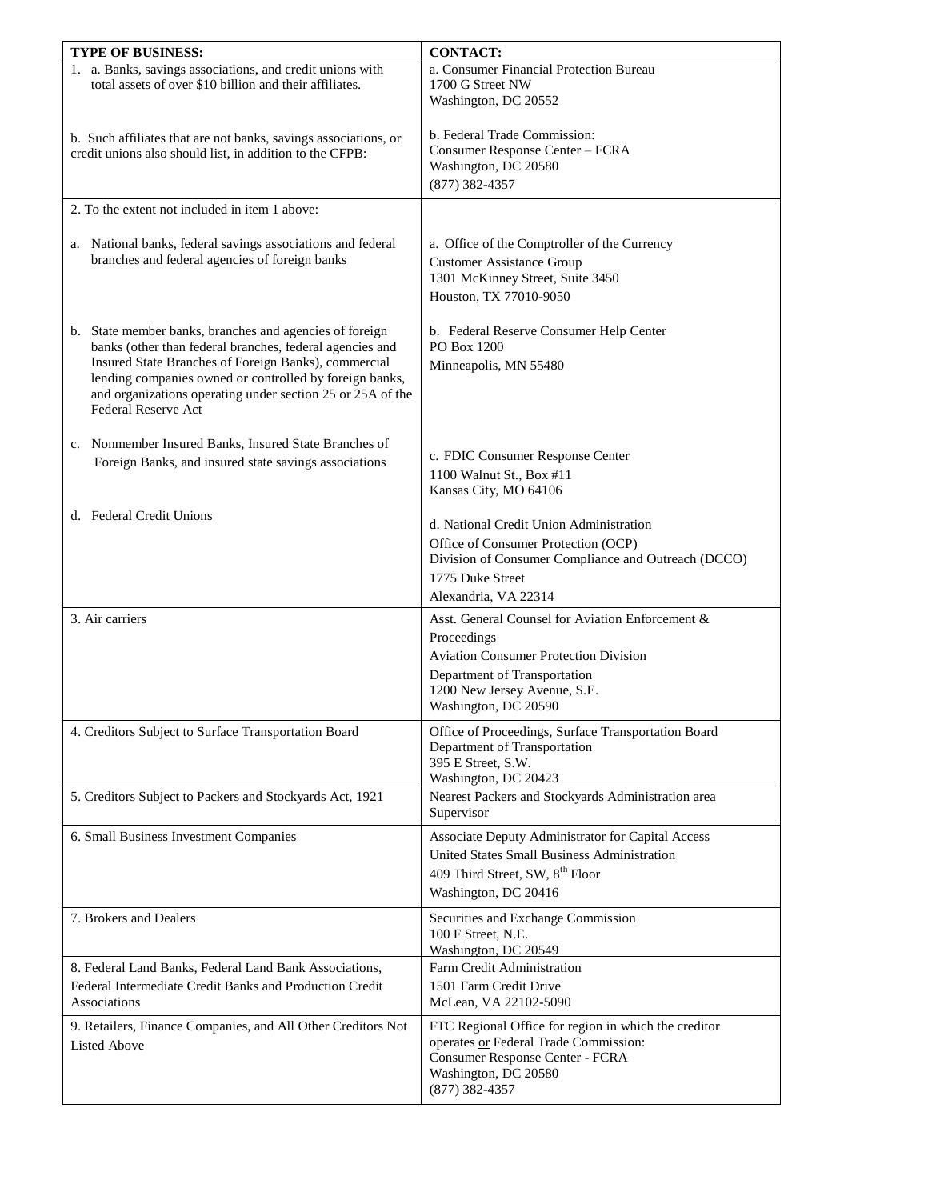| TYPE OF BUSINESS: | CONTACT: |
|---|---|
| 1. a. Banks, savings associations, and credit unions with total assets of over $10 billion and their affiliates.<br><br>b. Such affiliates that are not banks, savings associations, or credit unions also should list, in addition to the CFPB: | a. Consumer Financial Protection Bureau<br>1700 G Street NW<br>Washington, DC 20552<br><br>b. Federal Trade Commission:<br>Consumer Response Center – FCRA<br>Washington, DC 20580<br>(877) 382-4357 |
| 2. To the extent not included in item 1 above:<br><br>a. National banks, federal savings associations and federal branches and federal agencies of foreign banks<br><br>b. State member banks, branches and agencies of foreign banks (other than federal branches, federal agencies and Insured State Branches of Foreign Banks), commercial lending companies owned or controlled by foreign banks, and organizations operating under section 25 or 25A of the Federal Reserve Act<br><br>c. Nonmember Insured Banks, Insured State Branches of Foreign Banks, and insured state savings associations<br><br>d. Federal Credit Unions | <br><br>a. Office of the Comptroller of the Currency<br>Customer Assistance Group<br>1301 McKinney Street, Suite 3450<br>Houston, TX 77010-9050<br><br>b. Federal Reserve Consumer Help Center<br>PO Box 1200<br>Minneapolis, MN 55480<br><br>c. FDIC Consumer Response Center<br>1100 Walnut St., Box #11<br>Kansas City, MO 64106<br><br>d. National Credit Union Administration<br>Office of Consumer Protection (OCP)<br>Division of Consumer Compliance and Outreach (DCCO)<br>1775 Duke Street<br>Alexandria, VA 22314 |
| 3. Air carriers | Asst. General Counsel for Aviation Enforcement & Proceedings<br>Aviation Consumer Protection Division<br>Department of Transportation<br>1200 New Jersey Avenue, S.E.<br>Washington, DC 20590 |
| 4. Creditors Subject to Surface Transportation Board | Office of Proceedings, Surface Transportation Board<br>Department of Transportation<br>395 E Street, S.W.<br>Washington, DC 20423 |
| 5. Creditors Subject to Packers and Stockyards Act, 1921 | Nearest Packers and Stockyards Administration area Supervisor |
| 6. Small Business Investment Companies | Associate Deputy Administrator for Capital Access<br>United States Small Business Administration<br>409 Third Street, SW, 8th Floor<br>Washington, DC 20416 |
| 7. Brokers and Dealers | Securities and Exchange Commission<br>100 F Street, N.E.<br>Washington, DC 20549 |
| 8. Federal Land Banks, Federal Land Bank Associations, Federal Intermediate Credit Banks and Production Credit Associations | Farm Credit Administration<br>1501 Farm Credit Drive<br>McLean, VA 22102-5090 |
| 9. Retailers, Finance Companies, and All Other Creditors Not Listed Above | FTC Regional Office for region in which the creditor operates <u>or</u> Federal Trade Commission:<br>Consumer Response Center - FCRA<br>Washington, DC 20580<br>(877) 382-4357 |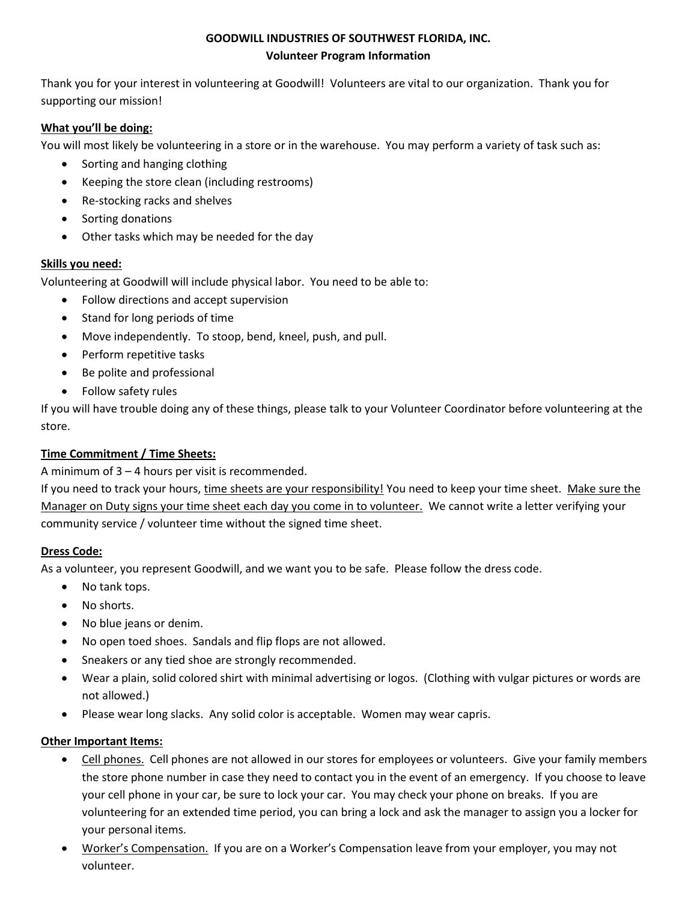**GOODWILL INDUSTRIES OF SOUTHWEST FLORIDA, INC.**
**Volunteer Program Information**

Thank you for your interest in volunteering at Goodwill! Volunteers are vital to our organization. Thank you for supporting our mission!

**What you'll be doing:**

You will most likely be volunteering in a store or in the warehouse. You may perform a variety of task such as:

- Sorting and hanging clothing
- Keeping the store clean (including restrooms)
- Re-stocking racks and shelves
- Sorting donations
- Other tasks which may be needed for the day

**Skills you need:**

Volunteering at Goodwill will include physical labor. You need to be able to:

- Follow directions and accept supervision
- Stand for long periods of time
- Move independently. To stoop, bend, kneel, push, and pull.
- Perform repetitive tasks
- Be polite and professional
- Follow safety rules

If you will have trouble doing any of these things, please talk to your Volunteer Coordinator before volunteering at the store.

**Time Commitment / Time Sheets:**

A minimum of 3 – 4 hours per visit is recommended.
If you need to track your hours, time sheets are your responsibility! You need to keep your time sheet. Make sure the Manager on Duty signs your time sheet each day you come in to volunteer. We cannot write a letter verifying your community service / volunteer time without the signed time sheet.

**Dress Code:**

As a volunteer, you represent Goodwill, and we want you to be safe. Please follow the dress code.

- No tank tops.
- No shorts.
- No blue jeans or denim.
- No open toed shoes. Sandals and flip flops are not allowed.
- Sneakers or any tied shoe are strongly recommended.
- Wear a plain, solid colored shirt with minimal advertising or logos. (Clothing with vulgar pictures or words are not allowed.)
- Please wear long slacks. Any solid color is acceptable. Women may wear capris.

**Other Important Items:**

- Cell phones. Cell phones are not allowed in our stores for employees or volunteers. Give your family members the store phone number in case they need to contact you in the event of an emergency. If you choose to leave your cell phone in your car, be sure to lock your car. You may check your phone on breaks. If you are volunteering for an extended time period, you can bring a lock and ask the manager to assign you a locker for your personal items.
- Worker's Compensation. If you are on a Worker's Compensation leave from your employer, you may not volunteer.